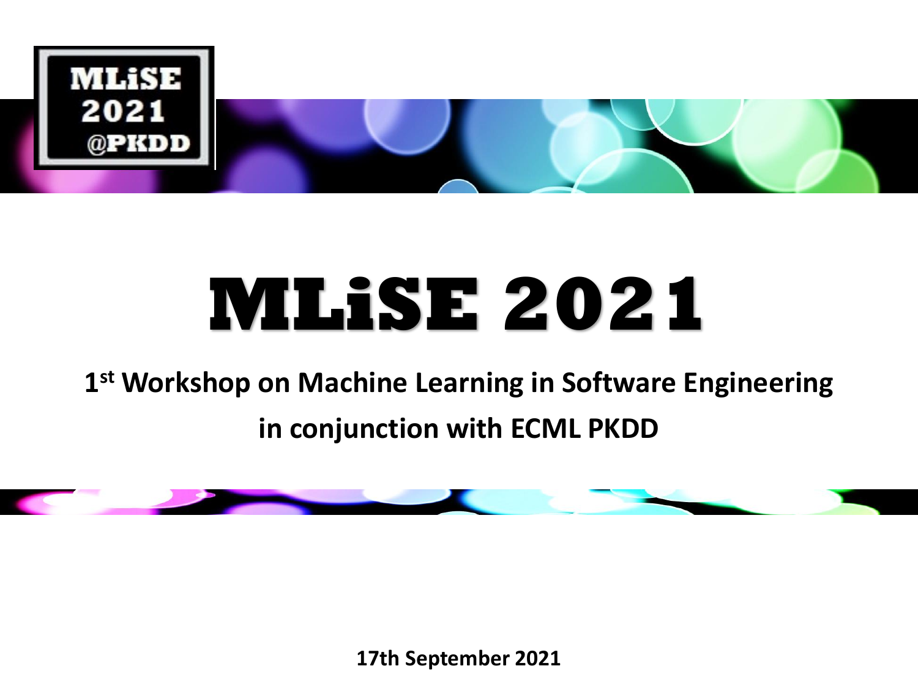MLiSE
2021
@PKDD

# MLiSE 2021

## 1st Workshop on Machine Learning in Software Engineering

## in conjunction with ECML PKDD

**17th September 2021**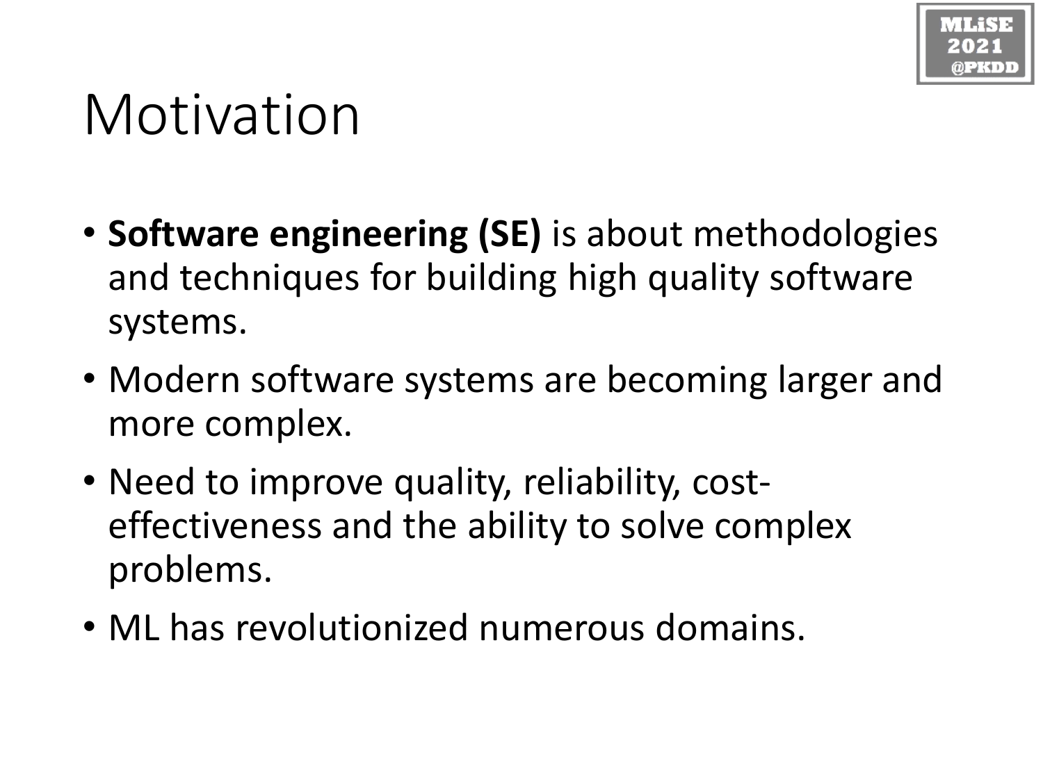# Motivation

- **Software engineering (SE)** is about methodologies and techniques for building high quality software systems.
- Modern software systems are becoming larger and more complex.
- Need to improve quality, reliability, cost-effectiveness and the ability to solve complex problems.
- ML has revolutionized numerous domains.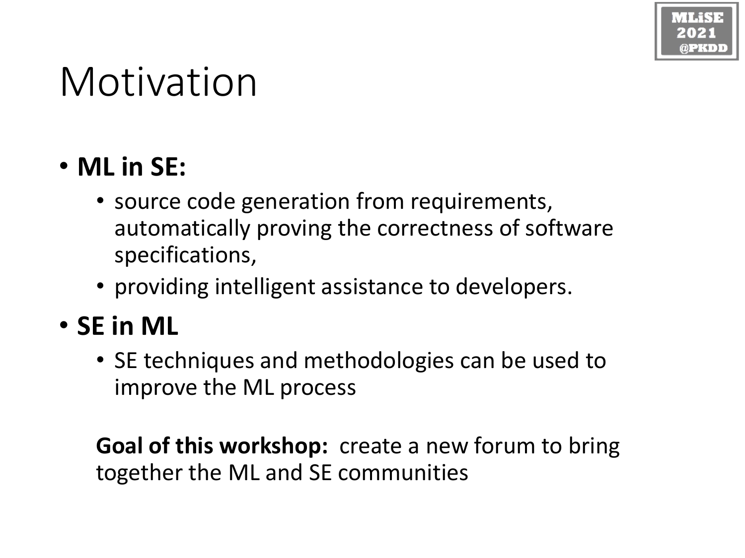# Motivation

- **ML in SE:**
  - source code generation from requirements, automatically proving the correctness of software specifications,
  - providing intelligent assistance to developers.
- **SE in ML**
  - SE techniques and methodologies can be used to improve the ML process

**Goal of this workshop:** create a new forum to bring together the ML and SE communities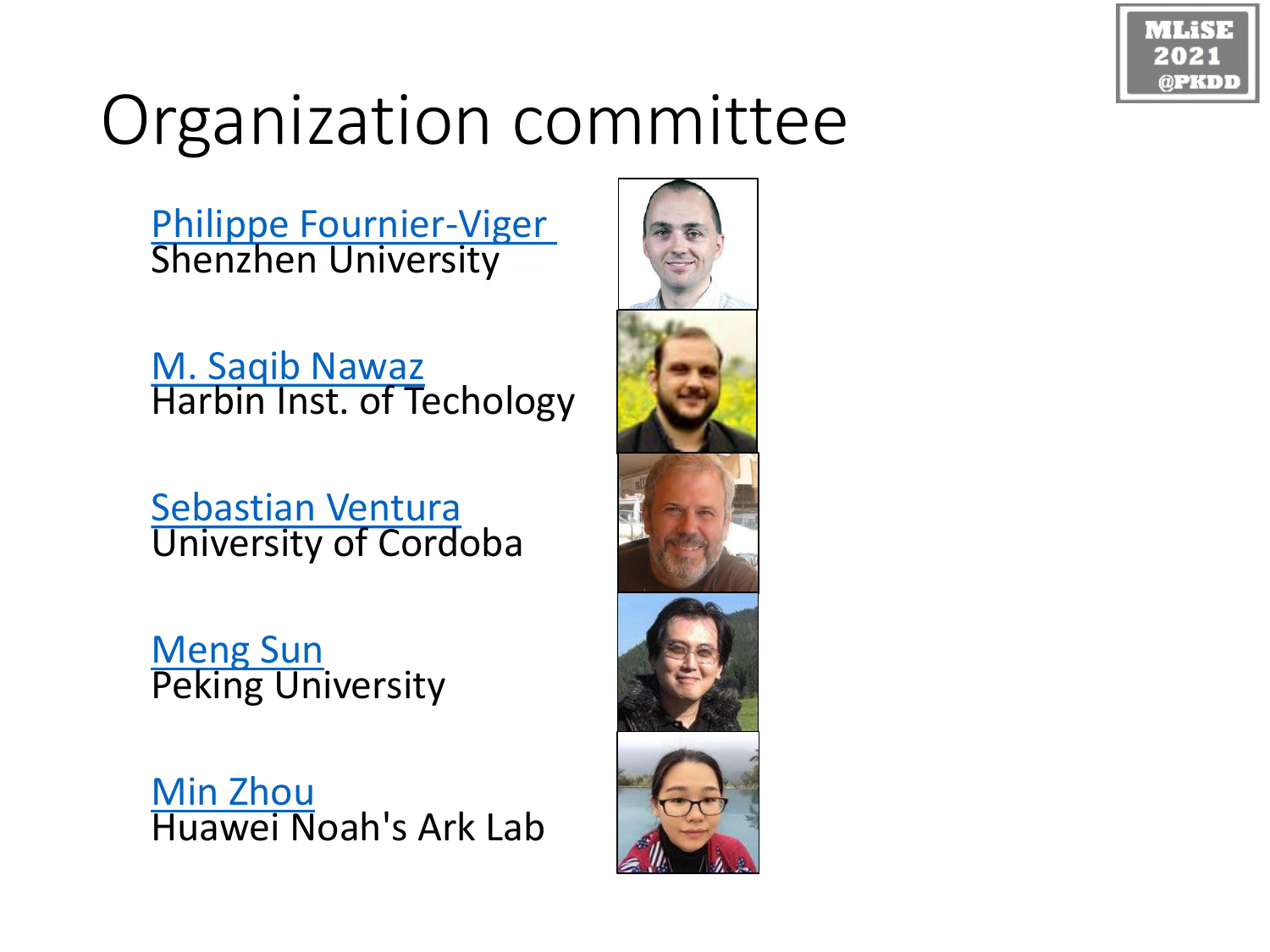# Organization committee

[Philippe Fournier-Viger]
Shenzhen University

[M. Saqib Nawaz]
Harbin Inst. of Techology

[Sebastian Ventura]
University of Cordoba

[Meng Sun]
Peking University

[Min Zhou]
Huawei Noah's Ark Lab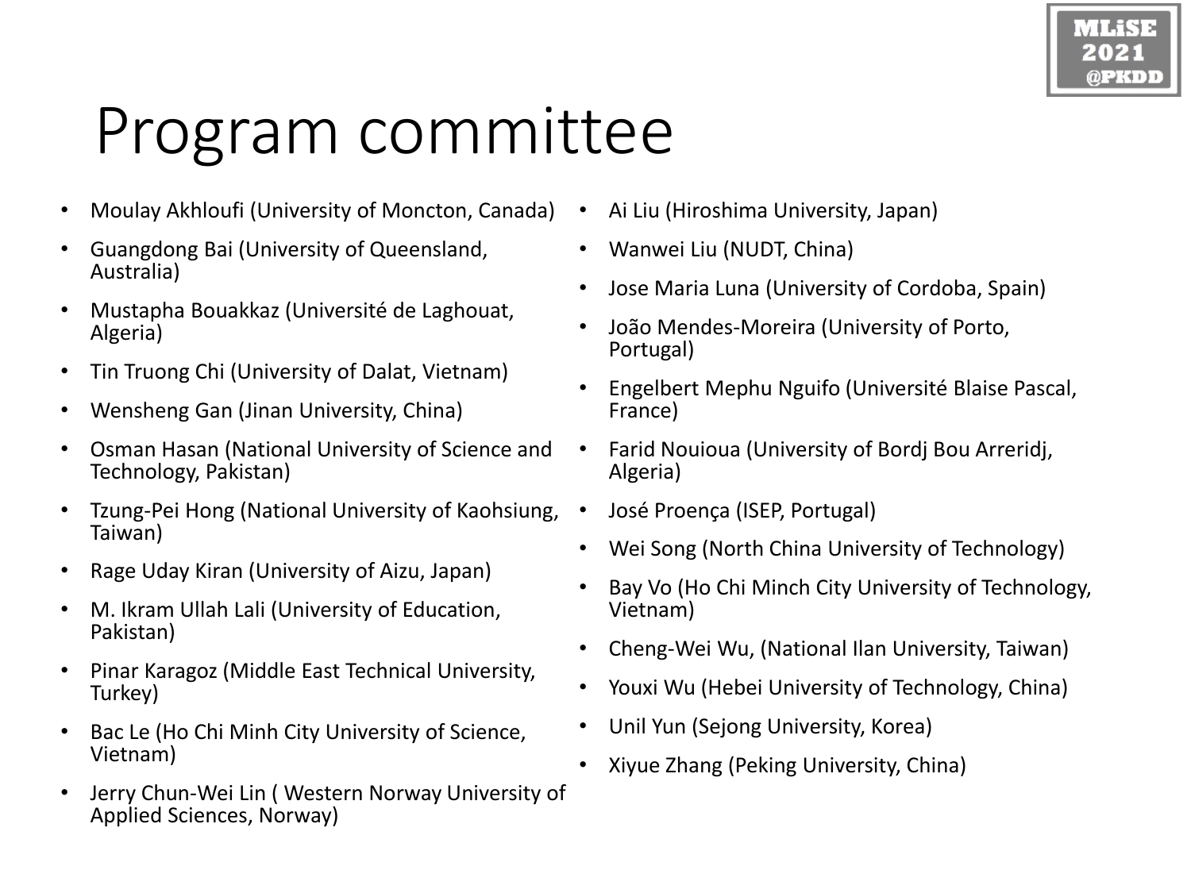# Program committee

- Moulay Akhloufi (University of Moncton, Canada)
- Guangdong Bai (University of Queensland, Australia)
- Mustapha Bouakkaz (Université de Laghouat, Algeria)
- Tin Truong Chi (University of Dalat, Vietnam)
- Wensheng Gan (Jinan University, China)
- Osman Hasan (National University of Science and Technology, Pakistan)
- Tzung-Pei Hong (National University of Kaohsiung, Taiwan)
- Rage Uday Kiran (University of Aizu, Japan)
- M. Ikram Ullah Lali (University of Education, Pakistan)
- Pinar Karagoz (Middle East Technical University, Turkey)
- Bac Le (Ho Chi Minh City University of Science, Vietnam)
- Jerry Chun-Wei Lin ( Western Norway University of Applied Sciences, Norway)
- Ai Liu (Hiroshima University, Japan)
- Wanwei Liu (NUDT, China)
- Jose Maria Luna (University of Cordoba, Spain)
- João Mendes-Moreira (University of Porto, Portugal)
- Engelbert Mephu Nguifo (Université Blaise Pascal, France)
- Farid Nouioua (University of Bordj Bou Arreridj, Algeria)
- José Proença (ISEP, Portugal)
- Wei Song (North China University of Technology)
- Bay Vo (Ho Chi Minch City University of Technology, Vietnam)
- Cheng-Wei Wu, (National Ilan University, Taiwan)
- Youxi Wu (Hebei University of Technology, China)
- Unil Yun (Sejong University, Korea)
- Xiyue Zhang (Peking University, China)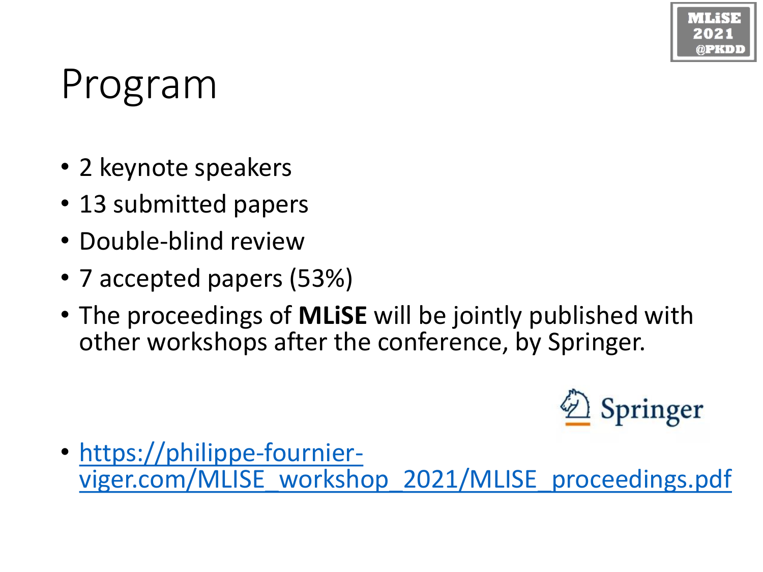# Program

- 2 keynote speakers
- 13 submitted papers
- Double-blind review
- 7 accepted papers (53%)
- The proceedings of **MLiSE** will be jointly published with other workshops after the conference, by Springer.

- https://philippe-fournier-viger.com/MLISE_workshop_2021/MLISE_proceedings.pdf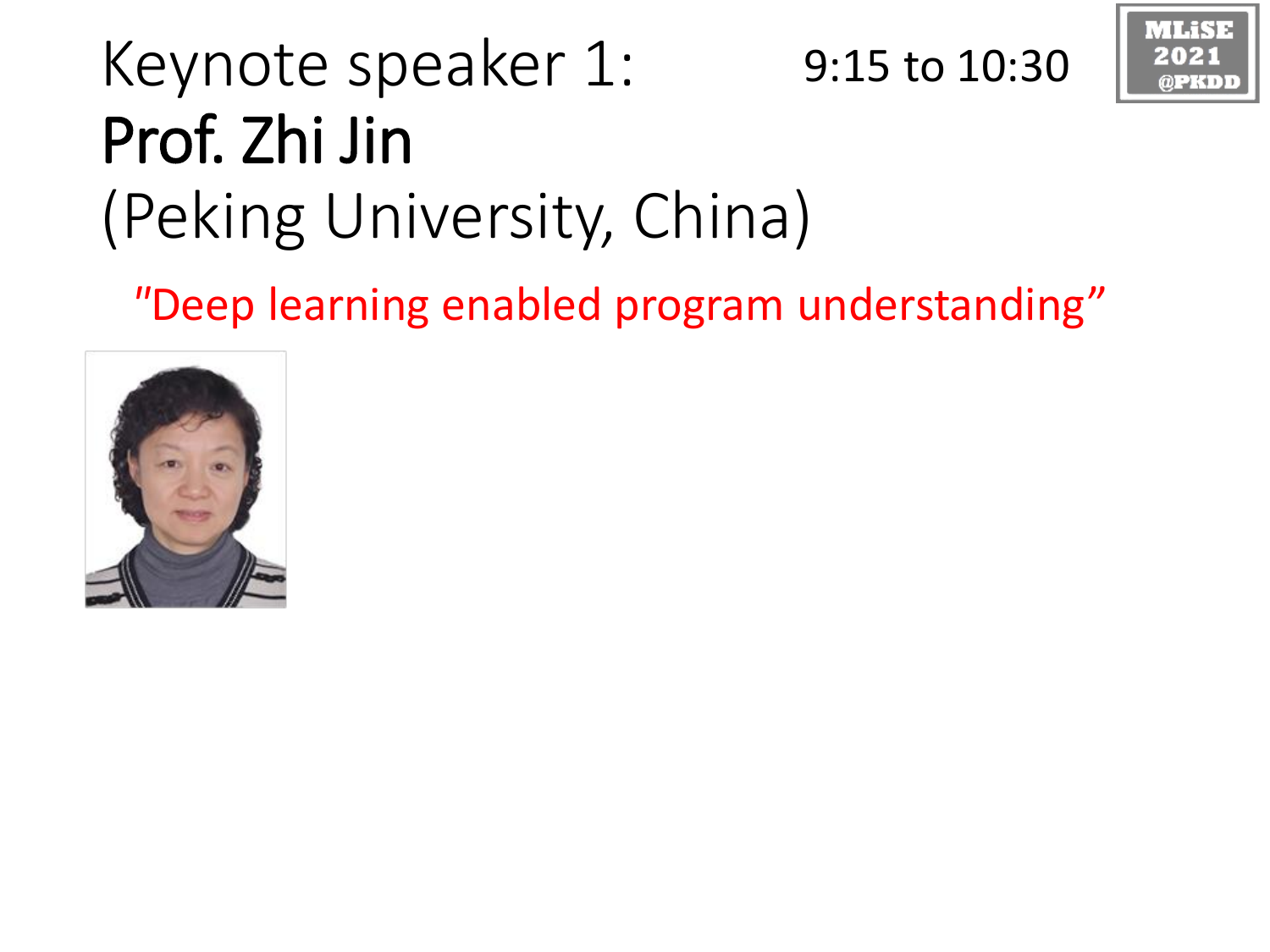# Keynote speaker 1: 9:15 to 10:30

MLiSE 2021 @PKDD

**Prof. Zhi Jin**

(Peking University, China)

"Deep learning enabled program understanding"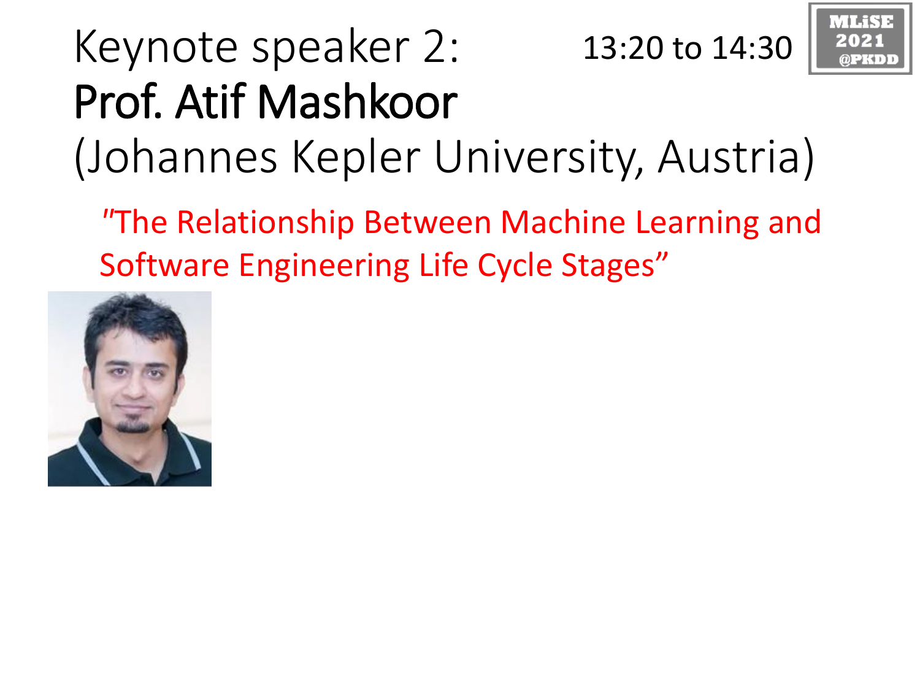# Keynote speaker 2: 13:20 to 14:30

MLiSE 2021 @PKDD

**Prof. Atif Mashkoor**

(Johannes Kepler University, Austria)

"The Relationship Between Machine Learning and Software Engineering Life Cycle Stages"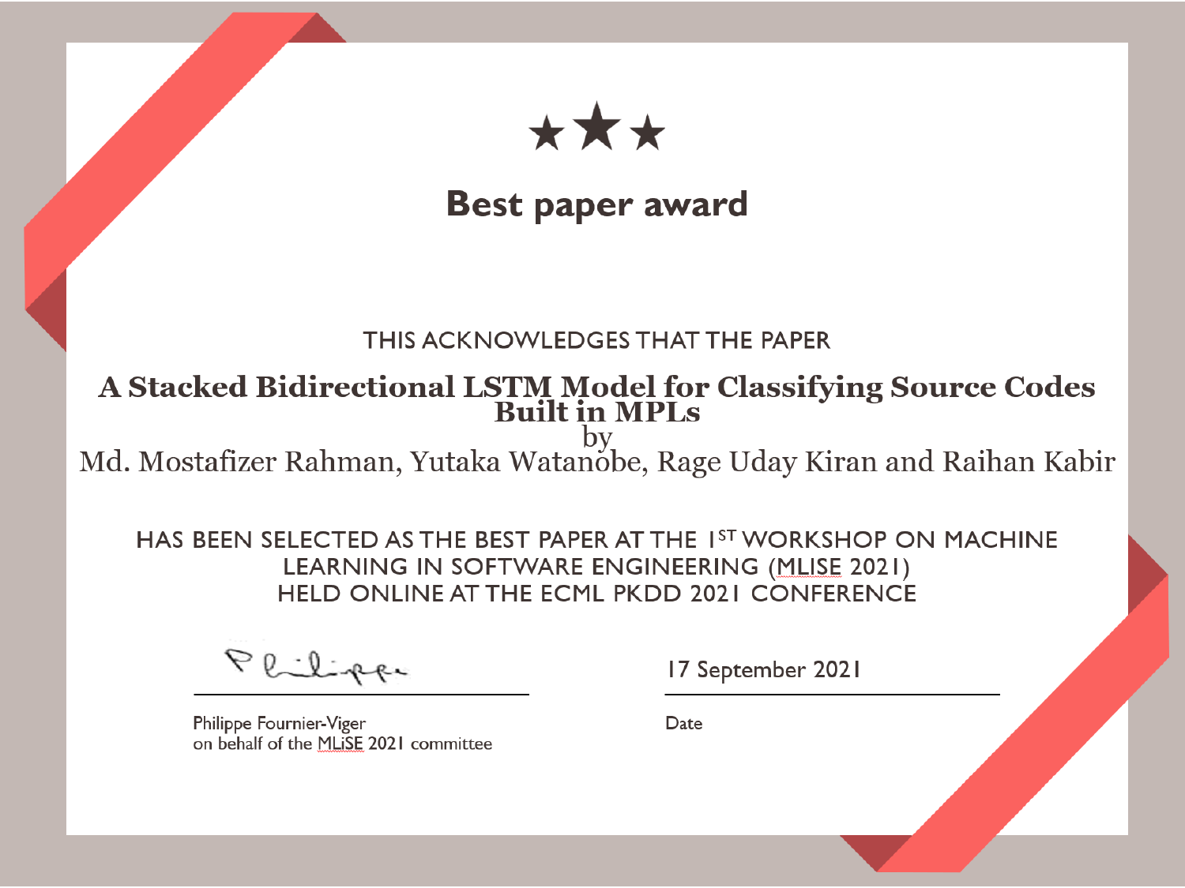★★★

# Best paper award

THIS ACKNOWLEDGES THAT THE PAPER

## A Stacked Bidirectional LSTM Model for Classifying Source Codes Built in MPLs

by

Md. Mostafizer Rahman, Yutaka Watanobe, Rage Uday Kiran and Raihan Kabir

HAS BEEN SELECTED AS THE BEST PAPER AT THE 1ST WORKSHOP ON MACHINE LEARNING IN SOFTWARE ENGINEERING (MLISE 2021) HELD ONLINE AT THE ECML PKDD 2021 CONFERENCE

Philippe

Philippe Fournier-Viger
on behalf of the MLiSE 2021 committee

17 September 2021

Date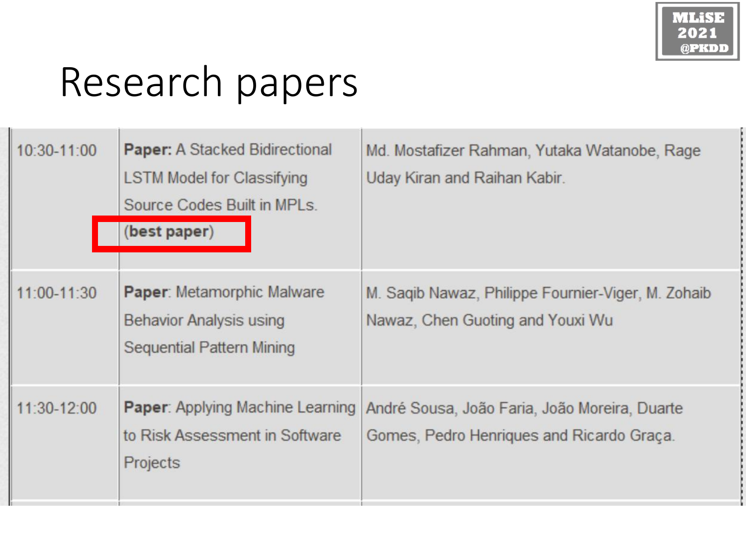# Research papers

| | | |
|---|---|---|
| 10:30-11:00 | **Paper:** A Stacked Bidirectional LSTM Model for Classifying Source Codes Built in MPLs. (**best paper**) | Md. Mostafizer Rahman, Yutaka Watanobe, Rage Uday Kiran and Raihan Kabir. |
| 11:00-11:30 | **Paper**: Metamorphic Malware Behavior Analysis using Sequential Pattern Mining | M. Saqib Nawaz, Philippe Fournier-Viger, M. Zohaib Nawaz, Chen Guoting and Youxi Wu |
| 11:30-12:00 | **Paper**: Applying Machine Learning to Risk Assessment in Software Projects | André Sousa, João Faria, João Moreira, Duarte Gomes, Pedro Henriques and Ricardo Graça. |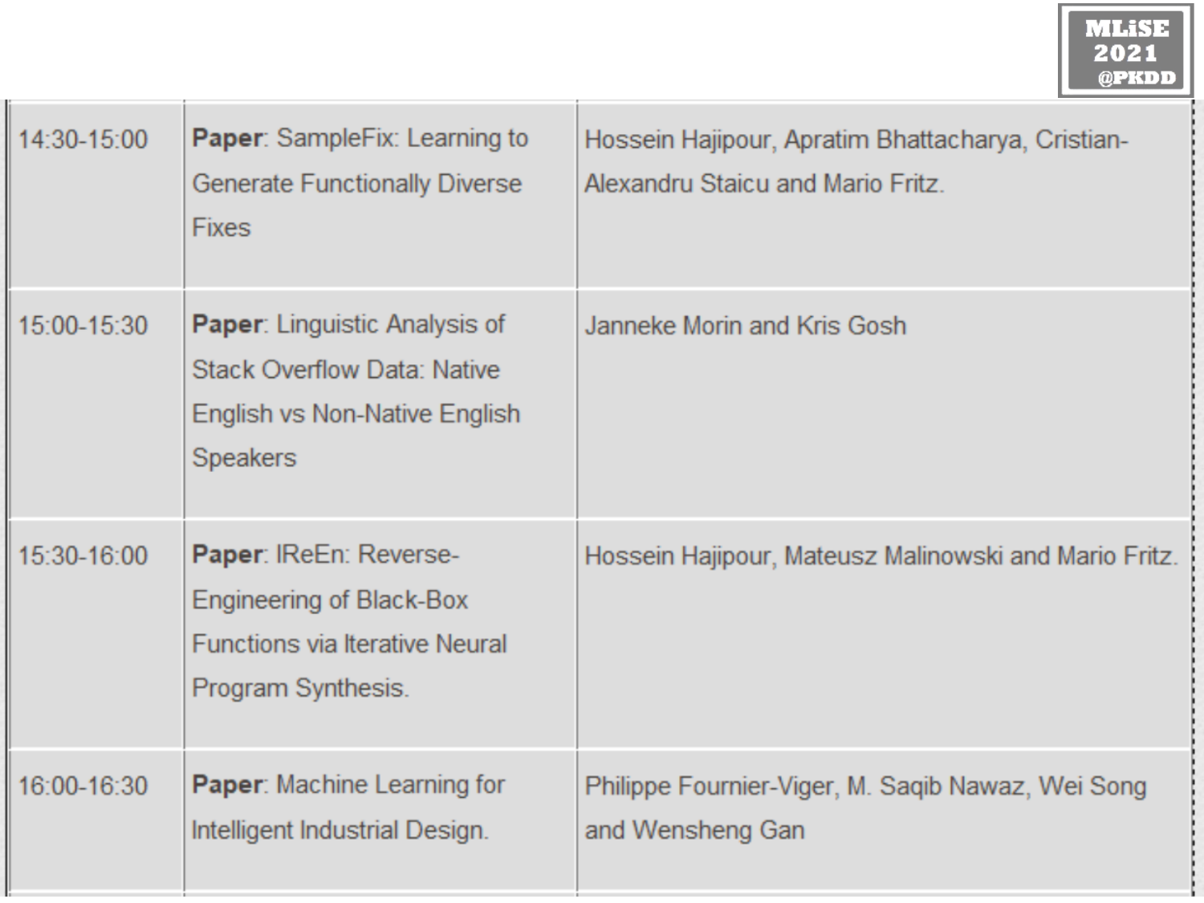| 14:30-15:00 | **Paper**: SampleFix: Learning to Generate Functionally Diverse Fixes | Hossein Hajipour, Apratim Bhattacharya, Cristian-Alexandru Staicu and Mario Fritz. |
|---|---|---|
| 15:00-15:30 | **Paper**: Linguistic Analysis of Stack Overflow Data: Native English vs Non-Native English Speakers | Janneke Morin and Kris Gosh |
| 15:30-16:00 | **Paper**: IReEn: Reverse-Engineering of Black-Box Functions via Iterative Neural Program Synthesis. | Hossein Hajipour, Mateusz Malinowski and Mario Fritz. |
| 16:00-16:30 | **Paper**: Machine Learning for Intelligent Industrial Design. | Philippe Fournier-Viger, M. Saqib Nawaz, Wei Song and Wensheng Gan |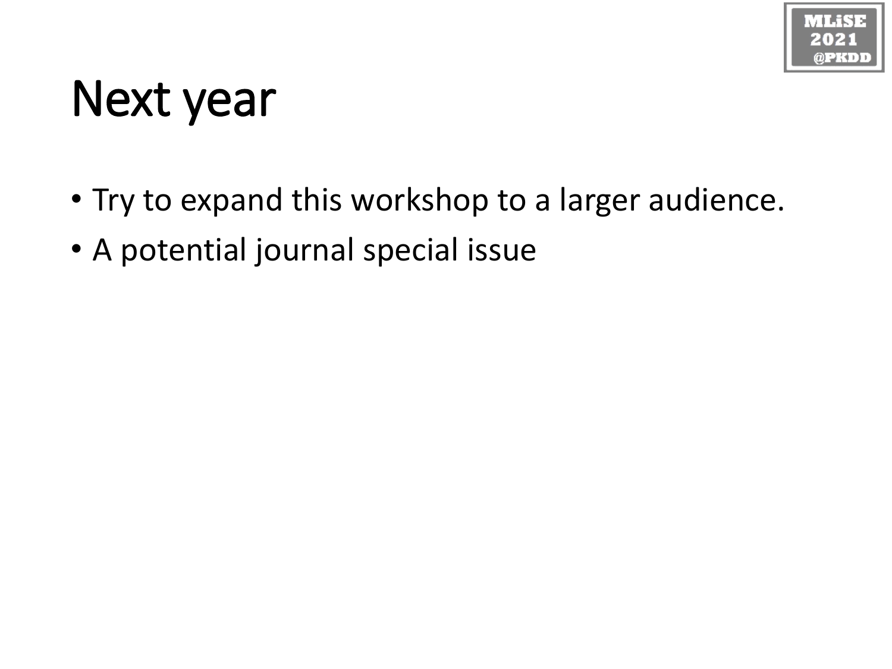# Next year

- Try to expand this workshop to a larger audience.
- A potential journal special issue